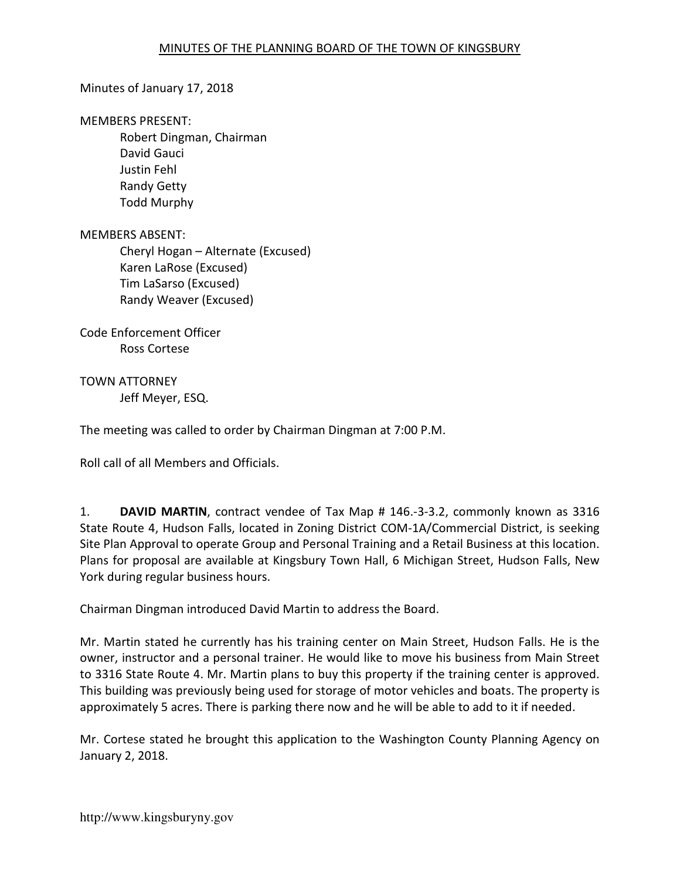# MINUTES OF THE PLANNING BOARD OF THE TOWN OF KINGSBURY

Minutes of January 17, 2018

MEMBERS PRESENT:

Robert Dingman, Chairman
David Gauci
Justin Fehl
Randy Getty
Todd Murphy

MEMBERS ABSENT:

Cheryl Hogan – Alternate (Excused)
Karen LaRose (Excused)
Tim LaSarso (Excused)
Randy Weaver (Excused)

Code Enforcement Officer

Ross Cortese

TOWN ATTORNEY

Jeff Meyer, ESQ.

The meeting was called to order by Chairman Dingman at 7:00 P.M.

Roll call of all Members and Officials.

1. **DAVID MARTIN**, contract vendee of Tax Map # 146.-3-3.2, commonly known as 3316 State Route 4, Hudson Falls, located in Zoning District COM-1A/Commercial District, is seeking Site Plan Approval to operate Group and Personal Training and a Retail Business at this location. Plans for proposal are available at Kingsbury Town Hall, 6 Michigan Street, Hudson Falls, New York during regular business hours.

Chairman Dingman introduced David Martin to address the Board.

Mr. Martin stated he currently has his training center on Main Street, Hudson Falls. He is the owner, instructor and a personal trainer. He would like to move his business from Main Street to 3316 State Route 4. Mr. Martin plans to buy this property if the training center is approved. This building was previously being used for storage of motor vehicles and boats. The property is approximately 5 acres. There is parking there now and he will be able to add to it if needed.

Mr. Cortese stated he brought this application to the Washington County Planning Agency on January 2, 2018.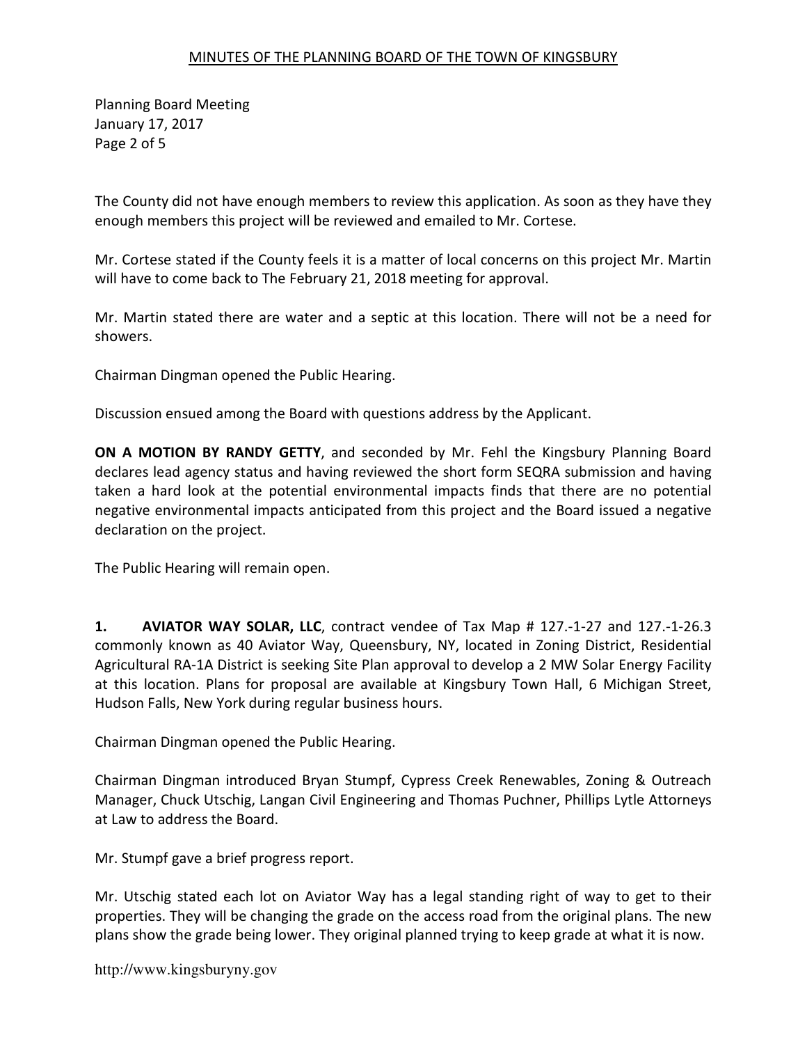The County did not have enough members to review this application. As soon as they have they enough members this project will be reviewed and emailed to Mr. Cortese.

Mr. Cortese stated if the County feels it is a matter of local concerns on this project Mr. Martin will have to come back to The February 21, 2018 meeting for approval.

Mr. Martin stated there are water and a septic at this location. There will not be a need for showers.

Chairman Dingman opened the Public Hearing.

Discussion ensued among the Board with questions address by the Applicant.

**ON A MOTION BY RANDY GETTY**, and seconded by Mr. Fehl the Kingsbury Planning Board declares lead agency status and having reviewed the short form SEQRA submission and having taken a hard look at the potential environmental impacts finds that there are no potential negative environmental impacts anticipated from this project and the Board issued a negative declaration on the project.

The Public Hearing will remain open.

**1. AVIATOR WAY SOLAR, LLC**, contract vendee of Tax Map # 127.-1-27 and 127.-1-26.3 commonly known as 40 Aviator Way, Queensbury, NY, located in Zoning District, Residential Agricultural RA-1A District is seeking Site Plan approval to develop a 2 MW Solar Energy Facility at this location. Plans for proposal are available at Kingsbury Town Hall, 6 Michigan Street, Hudson Falls, New York during regular business hours.

Chairman Dingman opened the Public Hearing.

Chairman Dingman introduced Bryan Stumpf, Cypress Creek Renewables, Zoning & Outreach Manager, Chuck Utschig, Langan Civil Engineering and Thomas Puchner, Phillips Lytle Attorneys at Law to address the Board.

Mr. Stumpf gave a brief progress report.

Mr. Utschig stated each lot on Aviator Way has a legal standing right of way to get to their properties. They will be changing the grade on the access road from the original plans. The new plans show the grade being lower. They original planned trying to keep grade at what it is now.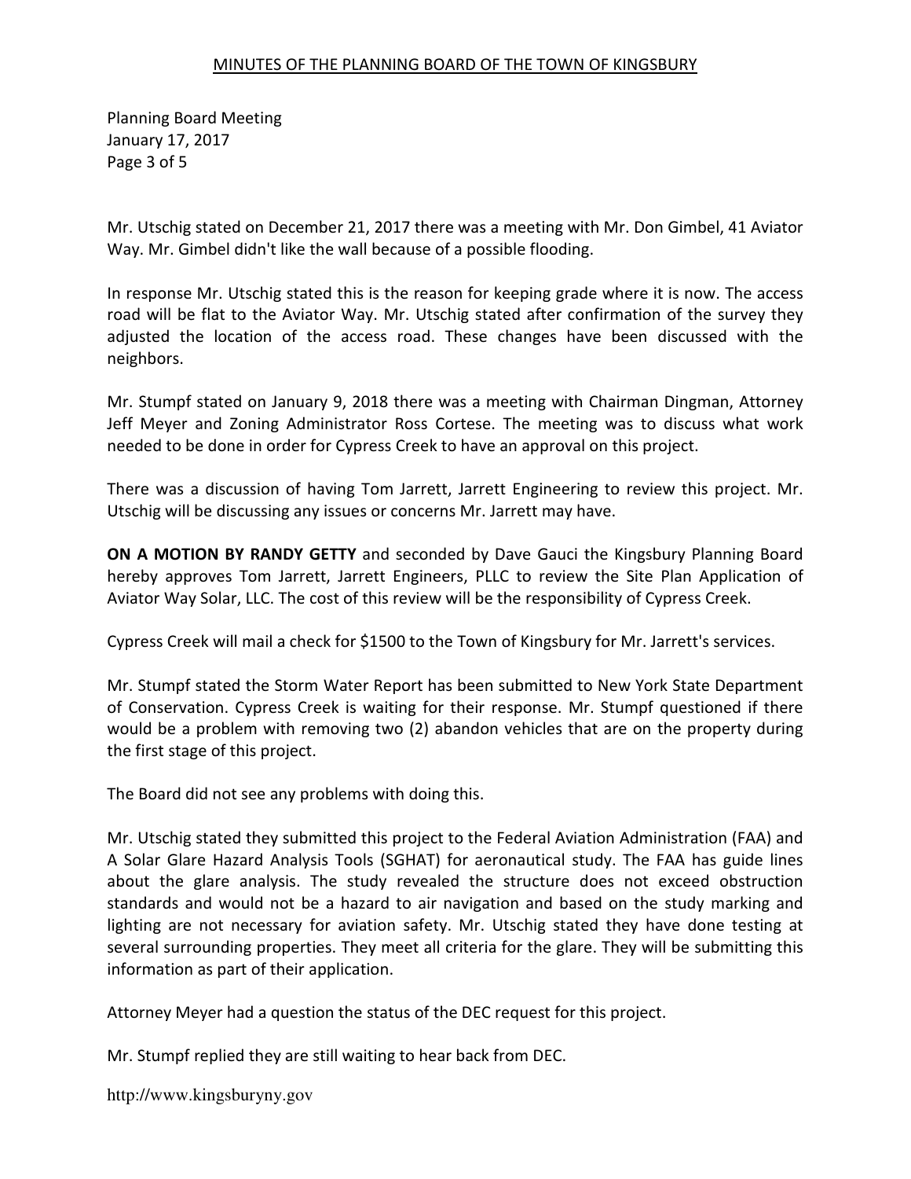Mr. Utschig stated on December 21, 2017 there was a meeting with Mr. Don Gimbel, 41 Aviator Way. Mr. Gimbel didn't like the wall because of a possible flooding.

In response Mr. Utschig stated this is the reason for keeping grade where it is now. The access road will be flat to the Aviator Way. Mr. Utschig stated after confirmation of the survey they adjusted the location of the access road. These changes have been discussed with the neighbors.

Mr. Stumpf stated on January 9, 2018 there was a meeting with Chairman Dingman, Attorney Jeff Meyer and Zoning Administrator Ross Cortese. The meeting was to discuss what work needed to be done in order for Cypress Creek to have an approval on this project.

There was a discussion of having Tom Jarrett, Jarrett Engineering to review this project. Mr. Utschig will be discussing any issues or concerns Mr. Jarrett may have.

**ON A MOTION BY RANDY GETTY** and seconded by Dave Gauci the Kingsbury Planning Board hereby approves Tom Jarrett, Jarrett Engineers, PLLC to review the Site Plan Application of Aviator Way Solar, LLC. The cost of this review will be the responsibility of Cypress Creek.

Cypress Creek will mail a check for $1500 to the Town of Kingsbury for Mr. Jarrett's services.

Mr. Stumpf stated the Storm Water Report has been submitted to New York State Department of Conservation. Cypress Creek is waiting for their response. Mr. Stumpf questioned if there would be a problem with removing two (2) abandon vehicles that are on the property during the first stage of this project.

The Board did not see any problems with doing this.

Mr. Utschig stated they submitted this project to the Federal Aviation Administration (FAA) and A Solar Glare Hazard Analysis Tools (SGHAT) for aeronautical study. The FAA has guide lines about the glare analysis. The study revealed the structure does not exceed obstruction standards and would not be a hazard to air navigation and based on the study marking and lighting are not necessary for aviation safety. Mr. Utschig stated they have done testing at several surrounding properties. They meet all criteria for the glare. They will be submitting this information as part of their application.

Attorney Meyer had a question the status of the DEC request for this project.

Mr. Stumpf replied they are still waiting to hear back from DEC.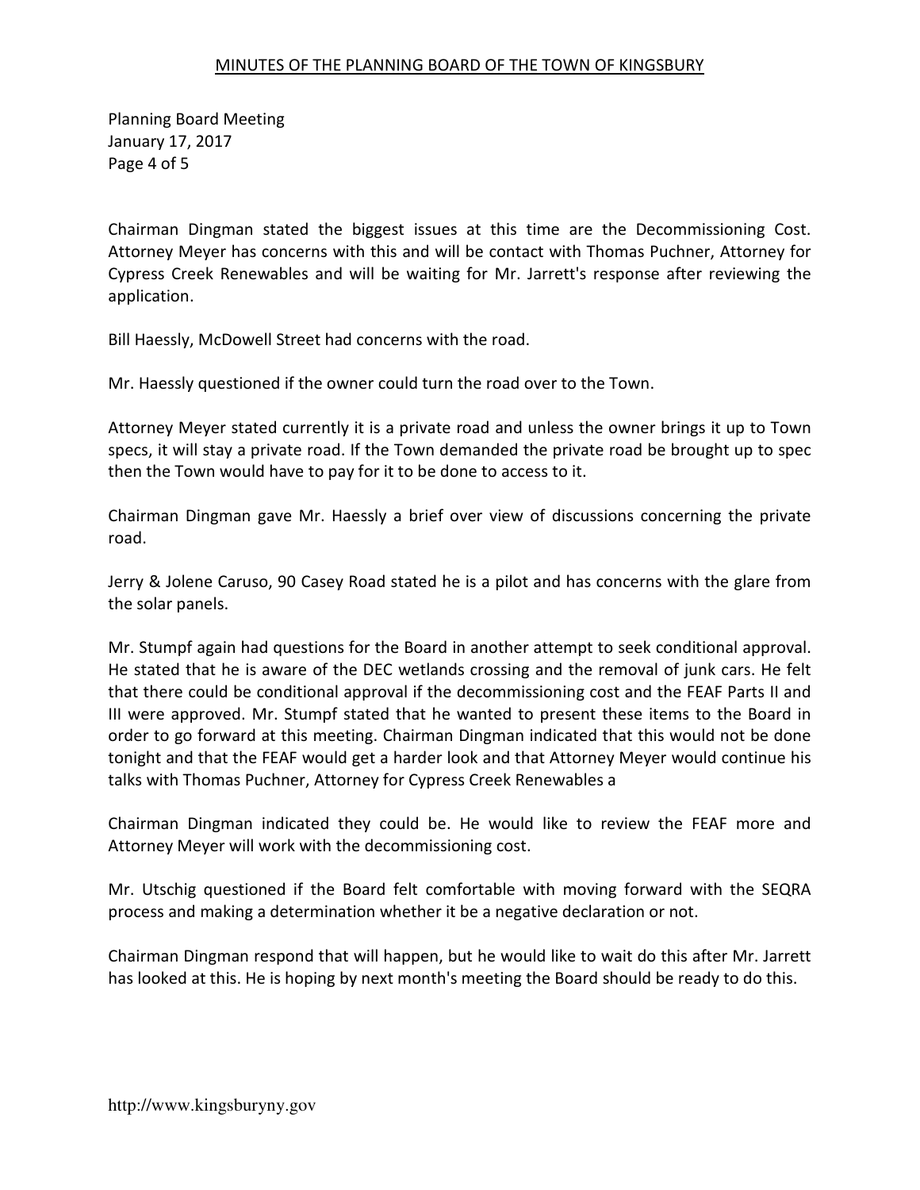Chairman Dingman stated the biggest issues at this time are the Decommissioning Cost. Attorney Meyer has concerns with this and will be contact with Thomas Puchner, Attorney for Cypress Creek Renewables and will be waiting for Mr. Jarrett's response after reviewing the application.

Bill Haessly, McDowell Street had concerns with the road.

Mr. Haessly questioned if the owner could turn the road over to the Town.

Attorney Meyer stated currently it is a private road and unless the owner brings it up to Town specs, it will stay a private road. If the Town demanded the private road be brought up to spec then the Town would have to pay for it to be done to access to it.

Chairman Dingman gave Mr. Haessly a brief over view of discussions concerning the private road.

Jerry & Jolene Caruso, 90 Casey Road stated he is a pilot and has concerns with the glare from the solar panels.

Mr. Stumpf again had questions for the Board in another attempt to seek conditional approval. He stated that he is aware of the DEC wetlands crossing and the removal of junk cars. He felt that there could be conditional approval if the decommissioning cost and the FEAF Parts II and III were approved. Mr. Stumpf stated that he wanted to present these items to the Board in order to go forward at this meeting. Chairman Dingman indicated that this would not be done tonight and that the FEAF would get a harder look and that Attorney Meyer would continue his talks with Thomas Puchner, Attorney for Cypress Creek Renewables a

Chairman Dingman indicated they could be. He would like to review the FEAF more and Attorney Meyer will work with the decommissioning cost.

Mr. Utschig questioned if the Board felt comfortable with moving forward with the SEQRA process and making a determination whether it be a negative declaration or not.

Chairman Dingman respond that will happen, but he would like to wait do this after Mr. Jarrett has looked at this. He is hoping by next month's meeting the Board should be ready to do this.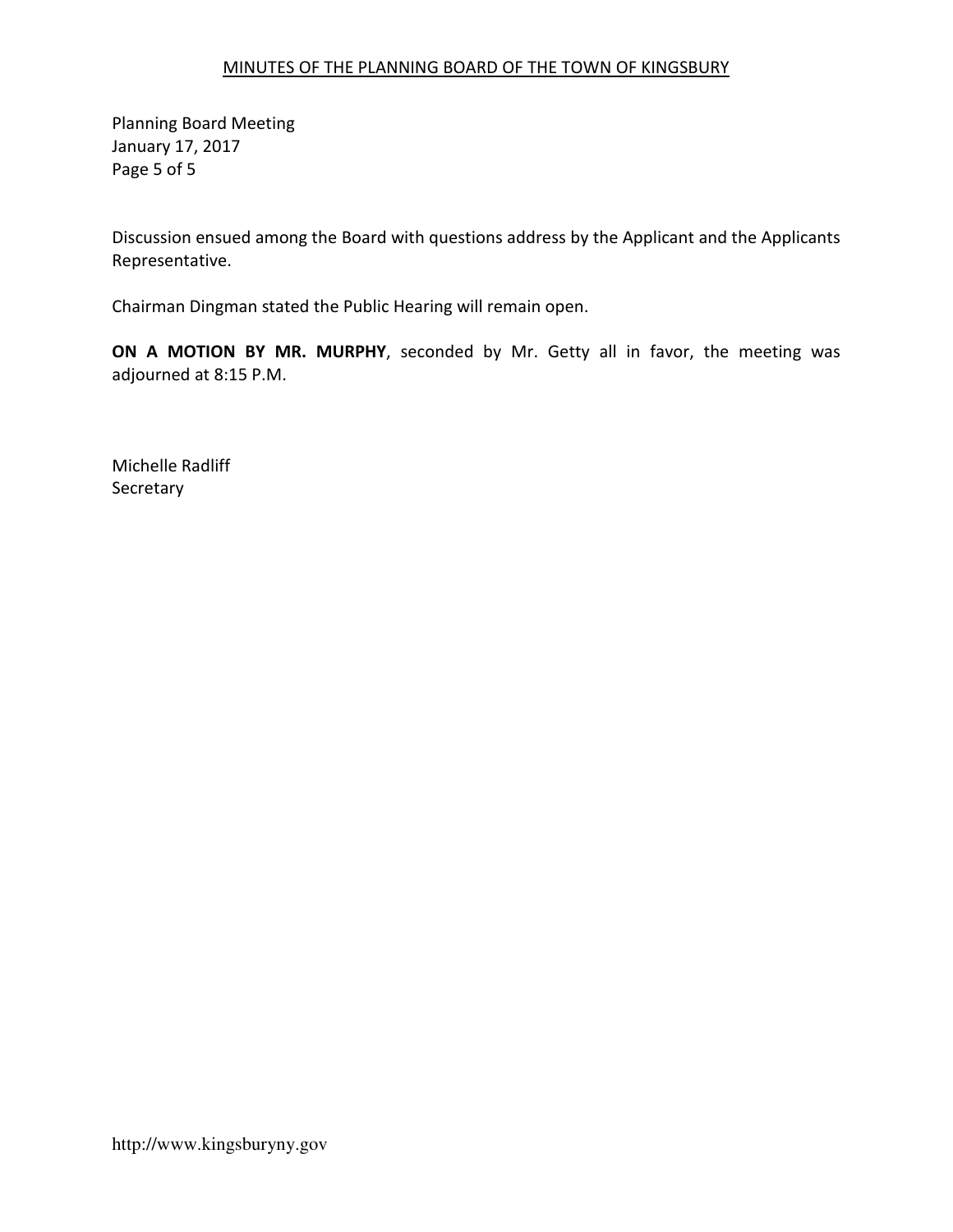Discussion ensued among the Board with questions address by the Applicant and the Applicants Representative.

Chairman Dingman stated the Public Hearing will remain open.

**ON A MOTION BY MR. MURPHY**, seconded by Mr. Getty all in favor, the meeting was adjourned at 8:15 P.M.

Michelle Radliff
Secretary